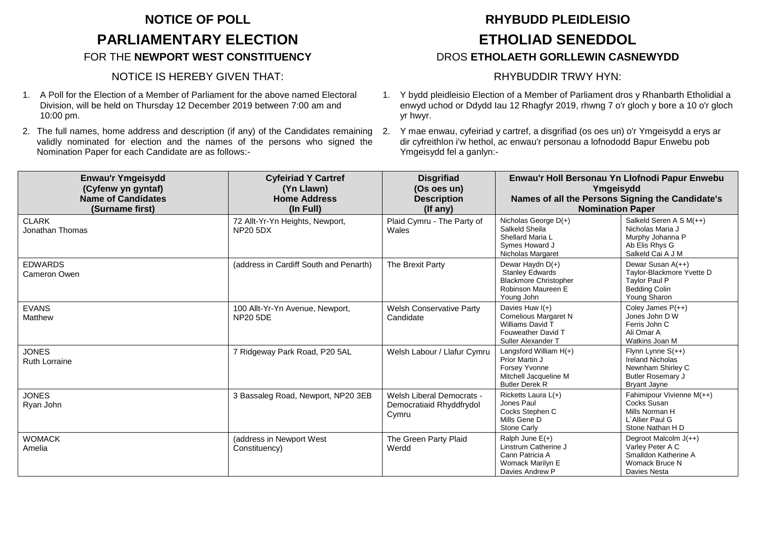# NOTICE OF POLL

# PARLIAMENTARY ELECTION

FOR THE **NEWPORT WEST CONSTITUENCY**

NOTICE IS HEREBY GIVEN THAT:

1. A Poll for the Election of a Member of Parliament for the above named Electoral Division, will be held on Thursday 12 December 2019 between 7:00 am and 10:00 pm.
2. The full names, home address and description (if any) of the Candidates remaining validly nominated for election and the names of the persons who signed the Nomination Paper for each Candidate are as follows:-

# RHYBUDD PLEIDLEISIO

# ETHOLIAD SENEDDOL

DROS **ETHOLAETH GORLLEWIN CASNEWYDD**

RHYBUDDIR TRWY HYN:

1. Y bydd pleidleisio Election of a Member of Parliament dros y Rhanbarth Etholidial a enwyd uchod or Ddydd Iau 12 Rhagfyr 2019, rhwng 7 o'r gloch y bore a 10 o'r gloch yr hwyr.
2. Y mae enwau, cyfeiriad y cartref, a disgrifiad (os oes un) o'r Ymgeisydd a erys ar dir cyfreithlon i'w hethol, ac enwau'r personau a lofnododd Bapur Enwebu pob Ymgeisydd fel a ganlyn:-

| Enwau'r Ymgeisydd (Cyfenw yn gyntaf) Name of Candidates (Surname first) | Cyfeiriad Y Cartref (Yn Llawn) Home Address (In Full) | Disgrifiad (Os oes un) Description (If any) | Enwau'r Holl Bersonau Yn Llofnodi Papur Enwebu Ymgeisydd Names of all the Persons Signing the Candidate's Nomination Paper | |
|---|---|---|---|---|
| CLARK Jonathan Thomas | 72 Allt-Yr-Yn Heights, Newport, NP20 5DX | Plaid Cymru - The Party of Wales | Nicholas George D(+) Salkeld Sheila Shellard Maria L Symes Howard J Nicholas Margaret | Salkeld Seren A S M(++) Nicholas Maria J Murphy Johanna P Ab Elis Rhys G Salkeld Cai A J M |
| EDWARDS Cameron Owen | (address in Cardiff South and Penarth) | The Brexit Party | Dewar Haydn D(+) Stanley Edwards Blackmore Christopher Robinson Maureen E Young John | Dewar Susan A(++) Taylor-Blackmore Yvette D Taylor Paul P Bedding Colin Young Sharon |
| EVANS Matthew | 100 Allt-Yr-Yn Avenue, Newport, NP20 5DE | Welsh Conservative Party Candidate | Davies Huw I(+) Cornelious Margaret N Williams David T Fouweather David T Suller Alexander T | Coley James P(++) Jones John D W Ferris John C Ali Omar A Watkins Joan M |
| JONES Ruth Lorraine | 7 Ridgeway Park Road, P20 5AL | Welsh Labour / Llafur Cymru | Langsford William H(+) Prior Martin J Forsey Yvonne Mitchell Jacqueline M Butler Derek R | Flynn Lynne S(++) Ireland Nicholas Newnham Shirley C Butler Rosemary J Bryant Jayne |
| JONES Ryan John | 3 Bassaleg Road, Newport, NP20 3EB | Welsh Liberal Democrats - Democratiaid Rhyddfrydol Cymru | Ricketts Laura L(+) Jones Paul Cocks Stephen C Mills Gene D Stone Carly | Fahimipour Vivienne M(++) Cocks Susan Mills Norman H L`Allier Paul G Stone Nathan H D |
| WOMACK Amelia | (address in Newport West Constituency) | The Green Party Plaid Werdd | Ralph June E(+) Linstrum Catherine J Cann Patricia A Womack Marilyn E Davies Andrew P | Degroot Malcolm J(++) Varley Peter A C Smalldon Katherine A Womack Bruce N Davies Nesta |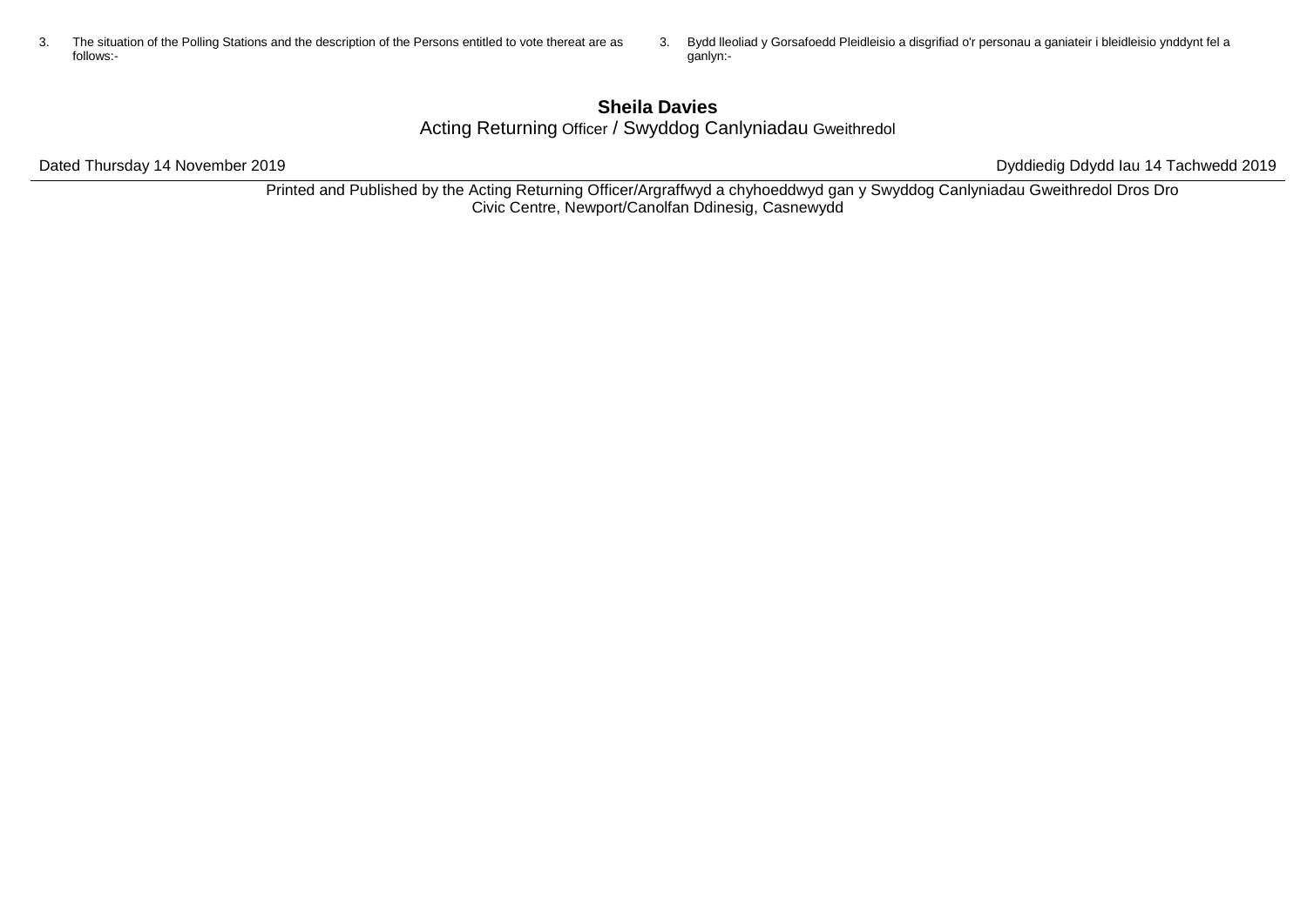3. The situation of the Polling Stations and the description of the Persons entitled to vote thereat are as follows:-

3. Bydd lleoliad y Gorsafoedd Pleidleisio a disgrifiad o'r personau a ganiateir i bleidleisio ynddynt fel a ganlyn:-

**Sheila Davies**
Acting Returning Officer / Swyddog Canlyniadau Gweithredol

Dated Thursday 14 November 2019

Dyddiedig Ddydd Iau 14 Tachwedd 2019

Printed and Published by the Acting Returning Officer/Argraffwyd a chyhoeddwyd gan y Swyddog Canlyniadau Gweithredol Dros Dro
Civic Centre, Newport/Canolfan Ddinesig, Casnewydd